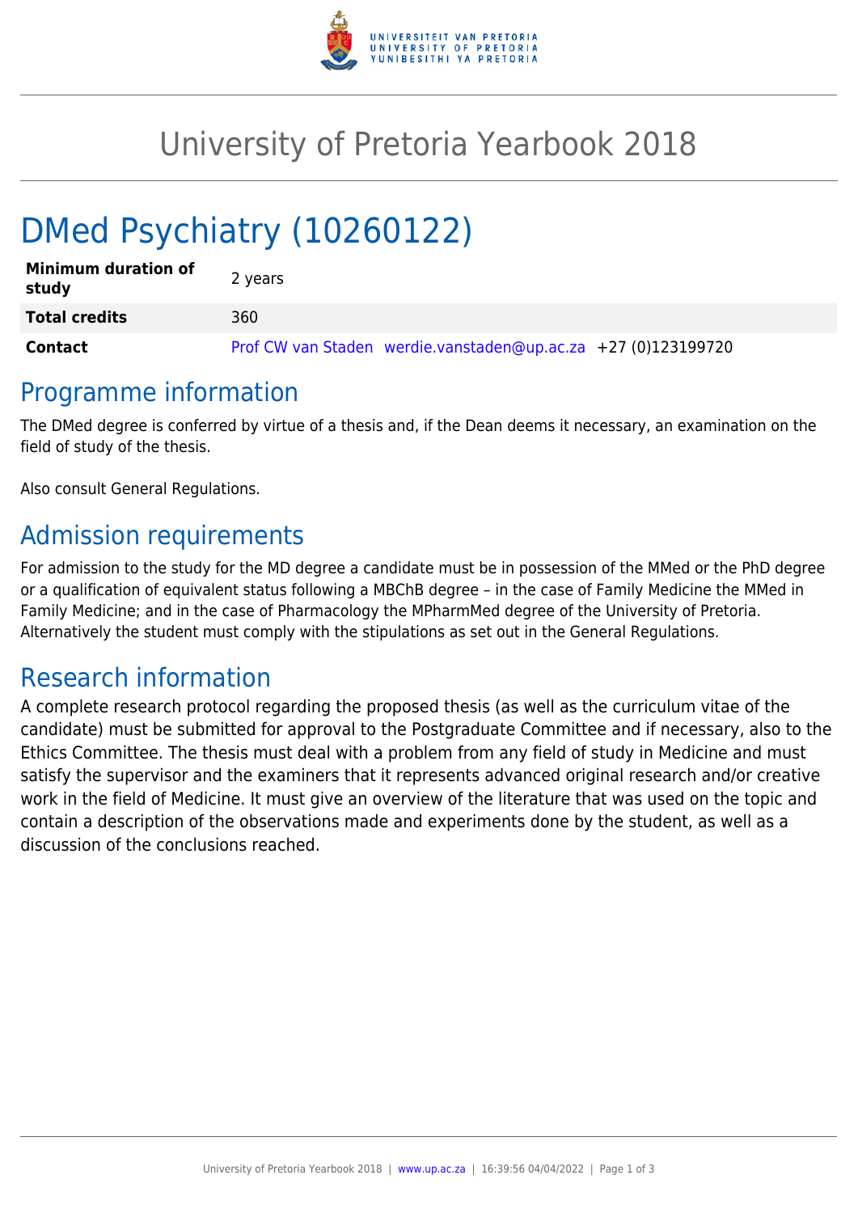# University of Pretoria Yearbook 2018

# DMed Psychiatry (10260122)

| | |
|---|---|
| **Minimum duration of study** | 2 years |
| **Total credits** | 360 |
| **Contact** | Prof CW van Staden werdie.vanstaden@up.ac.za +27 (0)123199720 |

## Programme information

The DMed degree is conferred by virtue of a thesis and, if the Dean deems it necessary, an examination on the field of study of the thesis.

Also consult General Regulations.

## Admission requirements

For admission to the study for the MD degree a candidate must be in possession of the MMed or the PhD degree or a qualification of equivalent status following a MBChB degree – in the case of Family Medicine the MMed in Family Medicine; and in the case of Pharmacology the MPharmMed degree of the University of Pretoria. Alternatively the student must comply with the stipulations as set out in the General Regulations.

## Research information

A complete research protocol regarding the proposed thesis (as well as the curriculum vitae of the candidate) must be submitted for approval to the Postgraduate Committee and if necessary, also to the Ethics Committee. The thesis must deal with a problem from any field of study in Medicine and must satisfy the supervisor and the examiners that it represents advanced original research and/or creative work in the field of Medicine. It must give an overview of the literature that was used on the topic and contain a description of the observations made and experiments done by the student, as well as a discussion of the conclusions reached.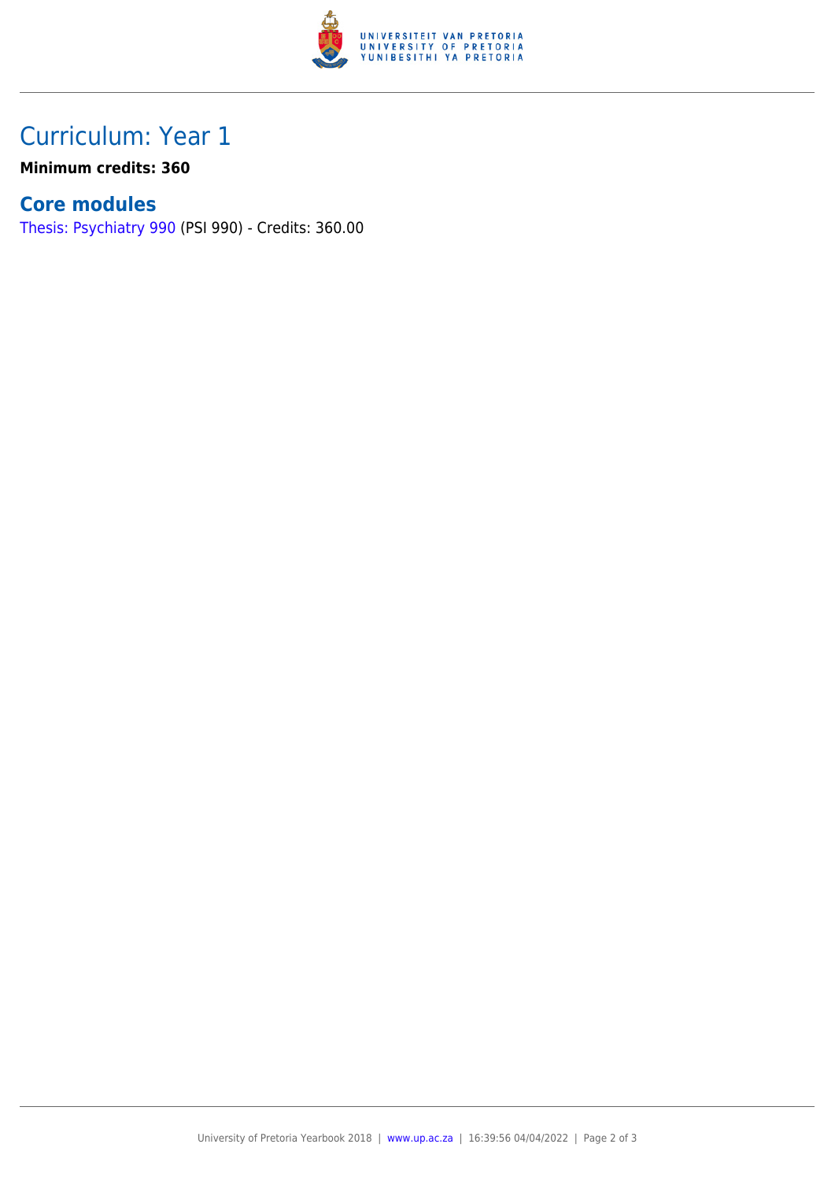# Curriculum: Year 1

**Minimum credits: 360**

## Core modules

Thesis: Psychiatry 990 (PSI 990) - Credits: 360.00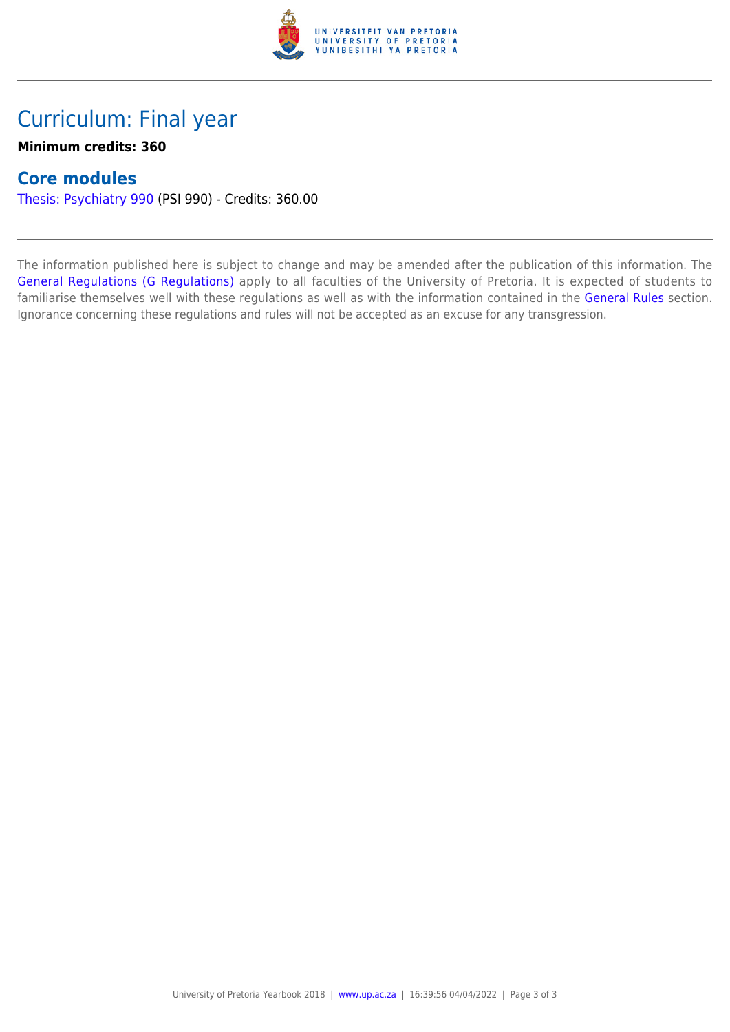## Curriculum: Final year

**Minimum credits: 360**

### Core modules

Thesis: Psychiatry 990 (PSI 990) - Credits: 360.00

The information published here is subject to change and may be amended after the publication of this information. The General Regulations (G Regulations) apply to all faculties of the University of Pretoria. It is expected of students to familiarise themselves well with these regulations as well as with the information contained in the General Rules section. Ignorance concerning these regulations and rules will not be accepted as an excuse for any transgression.